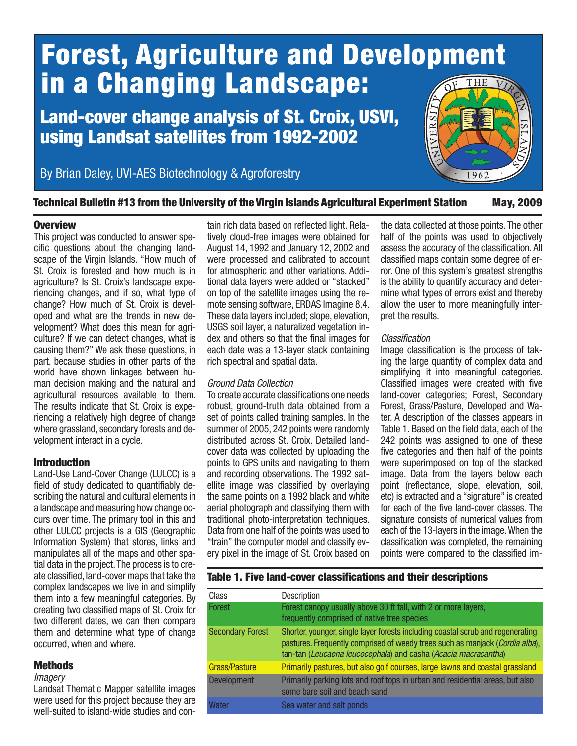# Forest, Agriculture and Development in a Changing Landscape:

## Land-cover change analysis of St. Croix, USVI, using Landsat satellites from 1992-2002

By Brian Daley, UVI-AES Biotechnology & Agroforestry

**Technical Bulletin #13 from the University of the Virgin Islands Agricultural Experiment Station** **May, 2009**

### Overview

This project was conducted to answer specific questions about the changing landscape of the Virgin Islands. "How much of St. Croix is forested and how much is in agriculture? Is St. Croix's landscape experiencing changes, and if so, what type of change? How much of St. Croix is developed and what are the trends in new development? What does this mean for agriculture? If we can detect changes, what is causing them?" We ask these questions, in part, because studies in other parts of the world have shown linkages between human decision making and the natural and agricultural resources available to them. The results indicate that St. Croix is experiencing a relatively high degree of change where grassland, secondary forests and development interact in a cycle.

### Introduction

Land-Use Land-Cover Change (LULCC) is a field of study dedicated to quantifiably describing the natural and cultural elements in a landscape and measuring how change occurs over time. The primary tool in this and other LULCC projects is a GIS (Geographic Information System) that stores, links and manipulates all of the maps and other spatial data in the project. The process is to create classified, land-cover maps that take the complex landscapes we live in and simplify them into a few meaningful categories. By creating two classified maps of St. Croix for two different dates, we can then compare them and determine what type of change occurred, when and where.

### Methods

*Imagery*

Landsat Thematic Mapper satellite images were used for this project because they are well-suited to island-wide studies and contain rich data based on reflected light. Relatively cloud-free images were obtained for August 14, 1992 and January 12, 2002 and were processed and calibrated to account for atmospheric and other variations. Additional data layers were added or "stacked" on top of the satellite images using the remote sensing software, ERDAS Imagine 8.4. These data layers included; slope, elevation, USGS soil layer, a naturalized vegetation index and others so that the final images for each date was a 13-layer stack containing rich spectral and spatial data.

*Ground Data Collection*

To create accurate classifications one needs robust, ground-truth data obtained from a set of points called training samples. In the summer of 2005, 242 points were randomly distributed across St. Croix. Detailed land-cover data was collected by uploading the points to GPS units and navigating to them and recording observations. The 1992 satellite image was classified by overlaying the same points on a 1992 black and white aerial photograph and classifying them with traditional photo-interpretation techniques. Data from one half of the points was used to "train" the computer model and classify every pixel in the image of St. Croix based on the data collected at those points. The other half of the points was used to objectively assess the accuracy of the classification. All classified maps contain some degree of error. One of this system's greatest strengths is the ability to quantify accuracy and determine what types of errors exist and thereby allow the user to more meaningfully interpret the results.

*Classification*

Image classification is the process of taking the large quantity of complex data and simplifying it into meaningful categories. Classified images were created with five land-cover categories; Forest, Secondary Forest, Grass/Pasture, Developed and Water. A description of the classes appears in Table 1. Based on the field data, each of the 242 points was assigned to one of these five categories and then half of the points were superimposed on top of the stacked image. Data from the layers below each point (reflectance, slope, elevation, soil, etc) is extracted and a "signature" is created for each of the five land-cover classes. The signature consists of numerical values from each of the 13-layers in the image. When the classification was completed, the remaining points were compared to the classified im-

**Table 1. Five land-cover classifications and their descriptions**

| Class | Description |
|---|---|
| Forest | Forest canopy usually above 30 ft tall, with 2 or more layers, frequently comprised of native tree species |
| Secondary Forest | Shorter, younger, single layer forests including coastal scrub and regenerating pastures. Frequently comprised of weedy trees such as manjack (*Cordia alba*), tan-tan (*Leucaena leucocephala*) and casha (*Acacia macracantha*) |
| Grass/Pasture | Primarily pastures, but also golf courses, large lawns and coastal grassland |
| Development | Primarily parking lots and roof tops in urban and residential areas, but also some bare soil and beach sand |
| Water | Sea water and salt ponds |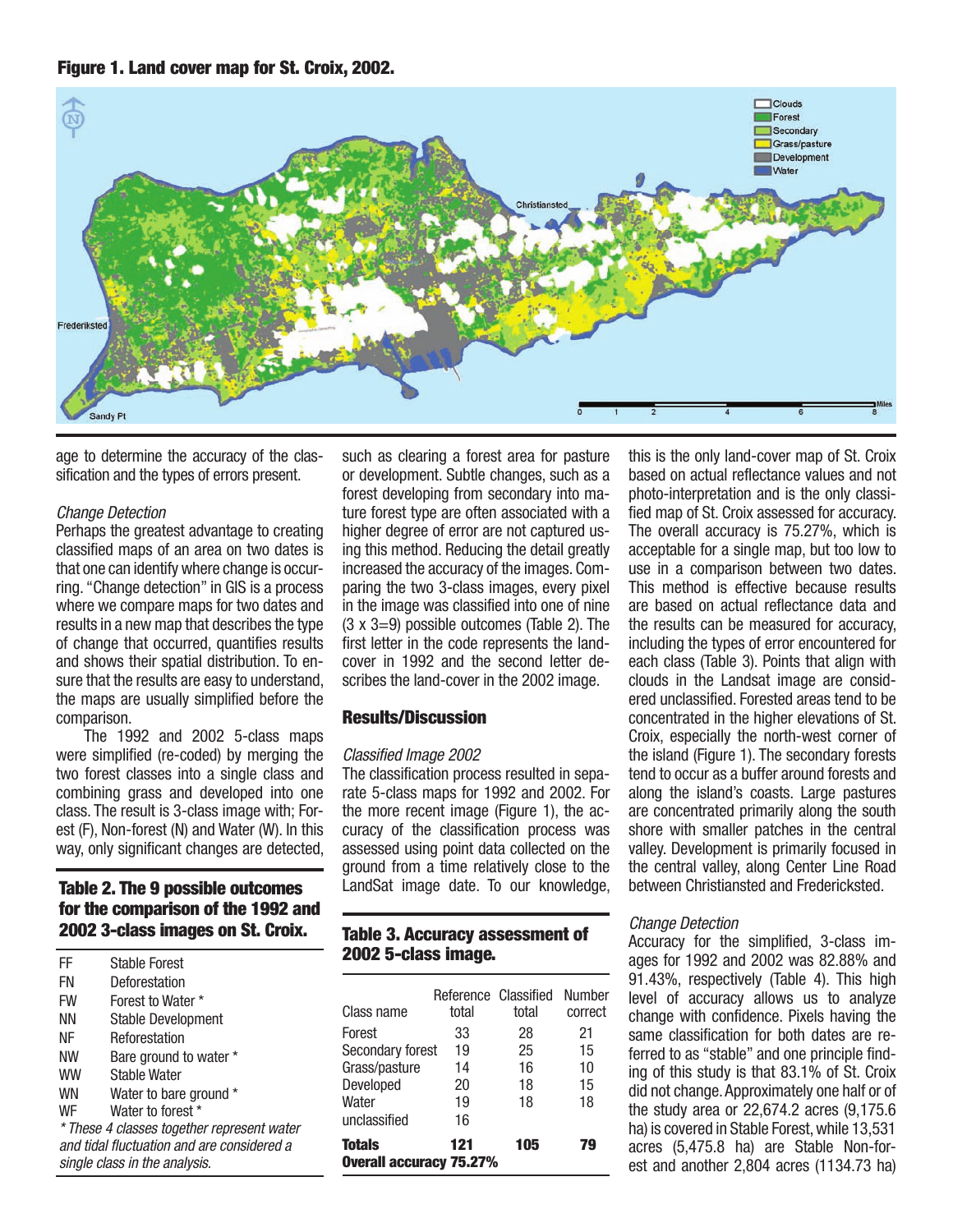**Figure 1. Land cover map for St. Croix, 2002.**

age to determine the accuracy of the classification and the types of errors present.

*Change Detection*

Perhaps the greatest advantage to creating classified maps of an area on two dates is that one can identify where change is occurring. "Change detection" in GIS is a process where we compare maps for two dates and results in a new map that describes the type of change that occurred, quantifies results and shows their spatial distribution. To ensure that the results are easy to understand, the maps are usually simplified before the comparison.

The 1992 and 2002 5-class maps were simplified (re-coded) by merging the two forest classes into a single class and combining grass and developed into one class. The result is 3-class image with; Forest (F), Non-forest (N) and Water (W). In this way, only significant changes are detected, such as clearing a forest area for pasture or development. Subtle changes, such as a forest developing from secondary into mature forest type are often associated with a higher degree of error are not captured using this method. Reducing the detail greatly increased the accuracy of the images. Comparing the two 3-class images, every pixel in the image was classified into one of nine (3 x 3=9) possible outcomes (Table 2). The first letter in the code represents the land-cover in 1992 and the second letter describes the land-cover in the 2002 image.

**Table 2. The 9 possible outcomes for the comparison of the 1992 and 2002 3-class images on St. Croix.**

| | |
|---|---|
| FF | Stable Forest |
| FN | Deforestation |
| FW | Forest to Water * |
| NN | Stable Development |
| NF | Reforestation |
| NW | Bare ground to water * |
| WW | Stable Water |
| WN | Water to bare ground * |
| WF | Water to forest * |

*\* These 4 classes together represent water and tidal fluctuation and are considered a single class in the analysis.*

## Results/Discussion

*Classified Image 2002*

The classification process resulted in separate 5-class maps for 1992 and 2002. For the more recent image (Figure 1), the accuracy of the classification process was assessed using point data collected on the ground from a time relatively close to the LandSat image date. To our knowledge, this is the only land-cover map of St. Croix based on actual reflectance values and not photo-interpretation and is the only classified map of St. Croix assessed for accuracy. The overall accuracy is 75.27%, which is acceptable for a single map, but too low to use in a comparison between two dates. This method is effective because results are based on actual reflectance data and the results can be measured for accuracy, including the types of error encountered for each class (Table 3). Points that align with clouds in the Landsat image are considered unclassified. Forested areas tend to be concentrated in the higher elevations of St. Croix, especially the north-west corner of the island (Figure 1). The secondary forests tend to occur as a buffer around forests and along the island's coasts. Large pastures are concentrated primarily along the south shore with smaller patches in the central valley. Development is primarily focused in the central valley, along Center Line Road between Christiansted and Fredericksted.

**Table 3. Accuracy assessment of 2002 5-class image.**

| Class name | Reference total | Classified total | Number correct |
|---|---|---|---|
| Forest | 33 | 28 | 21 |
| Secondary forest | 19 | 25 | 15 |
| Grass/pasture | 14 | 16 | 10 |
| Developed | 20 | 18 | 15 |
| Water | 19 | 18 | 18 |
| unclassified | 16 | | |
| **Totals** | **121** | **105** | **79** |
| **Overall accuracy 75.27%** | | | |

*Change Detection*

Accuracy for the simplified, 3-class images for 1992 and 2002 was 82.88% and 91.43%, respectively (Table 4). This high level of accuracy allows us to analyze change with confidence. Pixels having the same classification for both dates are referred to as "stable" and one principle finding of this study is that 83.1% of St. Croix did not change. Approximately one half or of the study area or 22,674.2 acres (9,175.6 ha) is covered in Stable Forest, while 13,531 acres (5,475.8 ha) are Stable Non-forest and another 2,804 acres (1134.73 ha)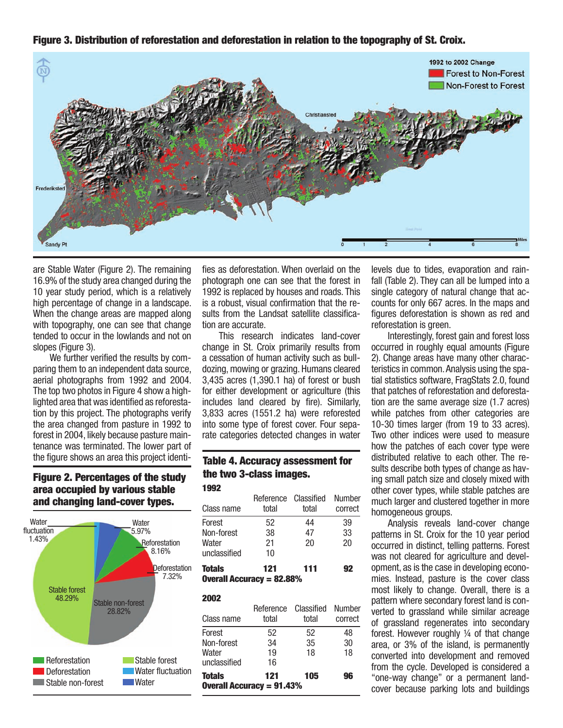**Figure 3. Distribution of reforestation and deforestation in relation to the topography of St. Croix.**

are Stable Water (Figure 2). The remaining 16.9% of the study area changed during the 10 year study period, which is a relatively high percentage of change in a landscape. When the change areas are mapped along with topography, one can see that change tended to occur in the lowlands and not on slopes (Figure 3).

We further verified the results by comparing them to an independent data source, aerial photographs from 1992 and 2004. The top two photos in Figure 4 show a highlighted area that was identified as reforestation by this project. The photographs verify the area changed from pasture in 1992 to forest in 2004, likely because pasture maintenance was terminated. The lower part of the figure shows an area this project identifies as deforestation. When overlaid on the photograph one can see that the forest in 1992 is replaced by houses and roads. This is a robust, visual confirmation that the results from the Landsat satellite classification are accurate.

**Figure 2. Percentages of the study area occupied by various stable and changing land-cover types.**

This research indicates land-cover change in St. Croix primarily results from a cessation of human activity such as bulldozing, mowing or grazing. Humans cleared 3,435 acres (1,390.1 ha) of forest or bush for either development or agriculture (this includes land cleared by fire). Similarly, 3,833 acres (1551.2 ha) were reforested into some type of forest cover. Four separate categories detected changes in water levels due to tides, evaporation and rainfall (Table 2). They can all be lumped into a single category of natural change that accounts for only 667 acres. In the maps and figures deforestation is shown as red and reforestation is green.

**Table 4. Accuracy assessment for the two 3-class images.**

**1992**

| Class name | Reference total | Classified total | Number correct |
|---|---|---|---|
| Forest | 52 | 44 | 39 |
| Non-forest | 38 | 47 | 33 |
| Water | 21 | 20 | 20 |
| unclassified | 10 | | |
| **Totals** | **121** | **111** | **92** |

**Overall Accuracy = 82.88%**

**2002**

| Class name | Reference total | Classified total | Number correct |
|---|---|---|---|
| Forest | 52 | 52 | 48 |
| Non-forest | 34 | 35 | 30 |
| Water | 19 | 18 | 18 |
| unclassified | 16 | | |
| **Totals** | **121** | **105** | **96** |

**Overall Accuracy = 91.43%**

Interestingly, forest gain and forest loss occurred in roughly equal amounts (Figure 2). Change areas have many other characteristics in common. Analysis using the spatial statistics software, FragStats 2.0, found that patches of reforestation and deforestation are the same average size (1.7 acres) while patches from other categories are 10-30 times larger (from 19 to 33 acres). Two other indices were used to measure how the patches of each cover type were distributed relative to each other. The results describe both types of change as having small patch size and closely mixed with other cover types, while stable patches are much larger and clustered together in more homogeneous groups.

Analysis reveals land-cover change patterns in St. Croix for the 10 year period occurred in distinct, telling patterns. Forest was not cleared for agriculture and development, as is the case in developing economies. Instead, pasture is the cover class most likely to change. Overall, there is a pattern where secondary forest land is converted to grassland while similar acreage of grassland regenerates into secondary forest. However roughly ¼ of that change area, or 3% of the island, is permanently converted into development and removed from the cycle. Developed is considered a "one-way change" or a permanent land-cover because parking lots and buildings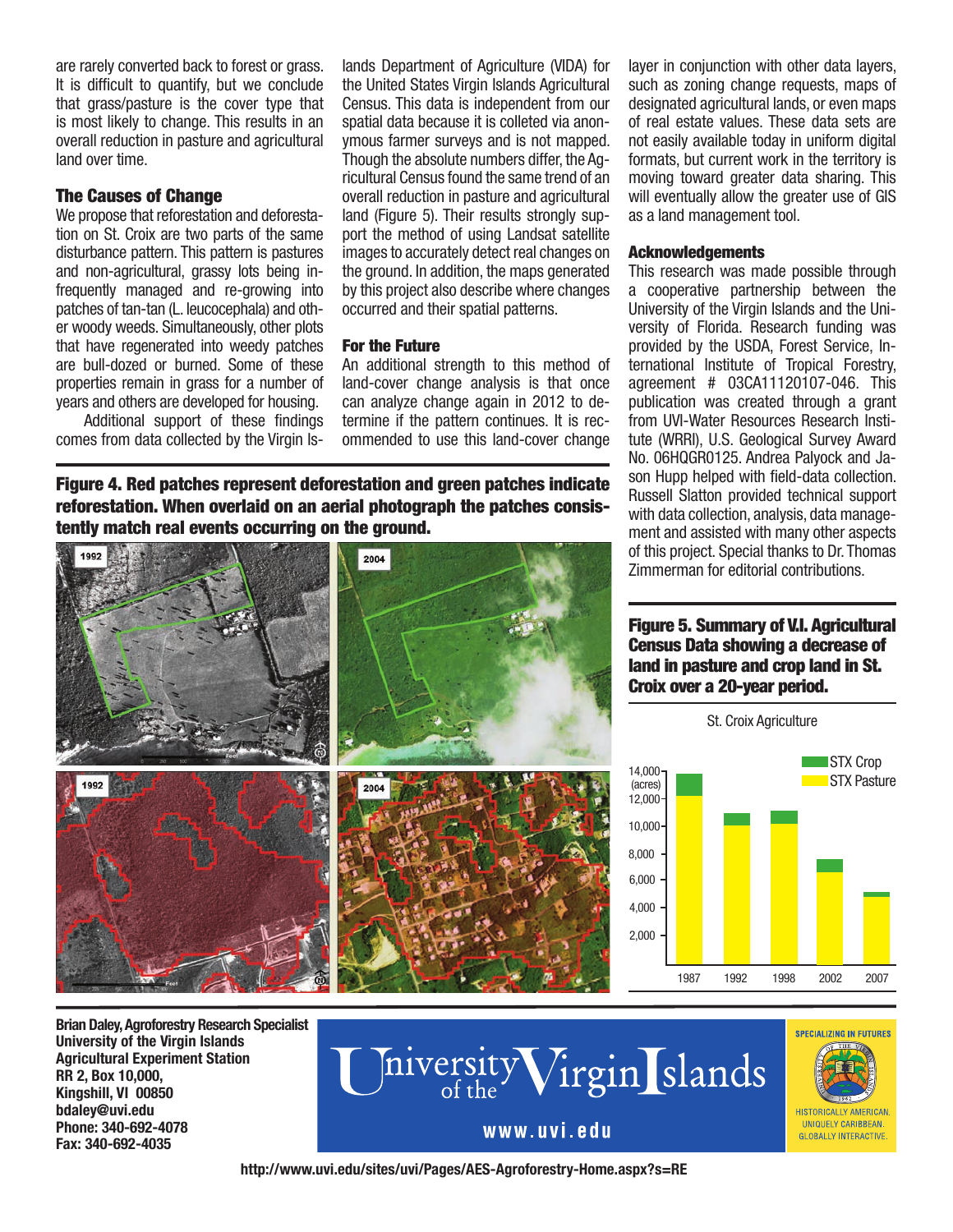are rarely converted back to forest or grass. It is difficult to quantify, but we conclude that grass/pasture is the cover type that is most likely to change. This results in an overall reduction in pasture and agricultural land over time.

### The Causes of Change

We propose that reforestation and deforestation on St. Croix are two parts of the same disturbance pattern. This pattern is pastures and non-agricultural, grassy lots being infrequently managed and re-growing into patches of tan-tan (L. leucocephala) and other woody weeds. Simultaneously, other plots that have regenerated into weedy patches are bull-dozed or burned. Some of these properties remain in grass for a number of years and others are developed for housing.

Additional support of these findings comes from data collected by the Virgin Islands Department of Agriculture (VIDA) for the United States Virgin Islands Agricultural Census. This data is independent from our spatial data because it is colleted via anonymous farmer surveys and is not mapped. Though the absolute numbers differ, the Agricultural Census found the same trend of an overall reduction in pasture and agricultural land (Figure 5). Their results strongly support the method of using Landsat satellite images to accurately detect real changes on the ground. In addition, the maps generated by this project also describe where changes occurred and their spatial patterns.

### For the Future

An additional strength to this method of land-cover change analysis is that once can analyze change again in 2012 to determine if the pattern continues. It is recommended to use this land-cover change layer in conjunction with other data layers, such as zoning change requests, maps of designated agricultural lands, or even maps of real estate values. These data sets are not easily available today in uniform digital formats, but current work in the territory is moving toward greater data sharing. This will eventually allow the greater use of GIS as a land management tool.

**Figure 4. Red patches represent deforestation and green patches indicate reforestation. When overlaid on an aerial photograph the patches consistently match real events occurring on the ground.**

1992

2004

1992

2004

### Acknowledgements

This research was made possible through a cooperative partnership between the University of the Virgin Islands and the University of Florida. Research funding was provided by the USDA, Forest Service, International Institute of Tropical Forestry, agreement # 03CA11120107-046. This publication was created through a grant from UVI-Water Resources Research Institute (WRRI), U.S. Geological Survey Award No. 06HQGR0125. Andrea Palyock and Jason Hupp helped with field-data collection. Russell Slatton provided technical support with data collection, analysis, data management and assisted with many other aspects of this project. Special thanks to Dr. Thomas Zimmerman for editorial contributions.

**Figure 5. Summary of V.I. Agricultural Census Data showing a decrease of land in pasture and crop land in St. Croix over a 20-year period.**

St. Croix Agriculture

STX Crop
STX Pasture

14,000 (acres)
12,000
10,000
8,000
6,000
4,000
2,000

1987 1992 1998 2002 2007

**Brian Daley, Agroforestry Research Specialist**
**University of the Virgin Islands**
**Agricultural Experiment Station**
**RR 2, Box 10,000,**
**Kingshill, VI 00850**
**bdaley@uvi.edu**
**Phone: 340-692-4078**
**Fax: 340-692-4035**

University of the Virgin Islands

www.uvi.edu

SPECIALIZING IN FUTURES

HISTORICALLY AMERICAN. UNIQUELY CARIBBEAN. GLOBALLY INTERACTIVE.

**http://www.uvi.edu/sites/uvi/Pages/AES-Agroforestry-Home.aspx?s=RE**